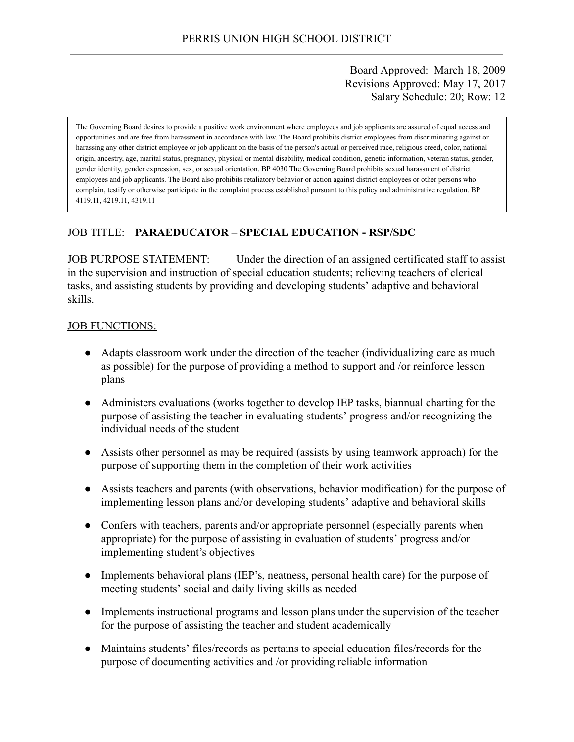PERRIS UNION HIGH SCHOOL DISTRICT

Board Approved: March 18, 2009
Revisions Approved: May 17, 2017
Salary Schedule: 20; Row: 12

The Governing Board desires to provide a positive work environment where employees and job applicants are assured of equal access and opportunities and are free from harassment in accordance with law. The Board prohibits district employees from discriminating against or harassing any other district employee or job applicant on the basis of the person's actual or perceived race, religious creed, color, national origin, ancestry, age, marital status, pregnancy, physical or mental disability, medical condition, genetic information, veteran status, gender, gender identity, gender expression, sex, or sexual orientation. BP 4030 The Governing Board prohibits sexual harassment of district employees and job applicants. The Board also prohibits retaliatory behavior or action against district employees or other persons who complain, testify or otherwise participate in the complaint process established pursuant to this policy and administrative regulation. BP 4119.11, 4219.11, 4319.11

JOB TITLE: **PARAEDUCATOR – SPECIAL EDUCATION - RSP/SDC**

JOB PURPOSE STATEMENT: Under the direction of an assigned certificated staff to assist in the supervision and instruction of special education students; relieving teachers of clerical tasks, and assisting students by providing and developing students' adaptive and behavioral skills.

JOB FUNCTIONS:

- Adapts classroom work under the direction of the teacher (individualizing care as much as possible) for the purpose of providing a method to support and /or reinforce lesson plans
- Administers evaluations (works together to develop IEP tasks, biannual charting for the purpose of assisting the teacher in evaluating students' progress and/or recognizing the individual needs of the student
- Assists other personnel as may be required (assists by using teamwork approach) for the purpose of supporting them in the completion of their work activities
- Assists teachers and parents (with observations, behavior modification) for the purpose of implementing lesson plans and/or developing students' adaptive and behavioral skills
- Confers with teachers, parents and/or appropriate personnel (especially parents when appropriate) for the purpose of assisting in evaluation of students' progress and/or implementing student's objectives
- Implements behavioral plans (IEP's, neatness, personal health care) for the purpose of meeting students' social and daily living skills as needed
- Implements instructional programs and lesson plans under the supervision of the teacher for the purpose of assisting the teacher and student academically
- Maintains students' files/records as pertains to special education files/records for the purpose of documenting activities and /or providing reliable information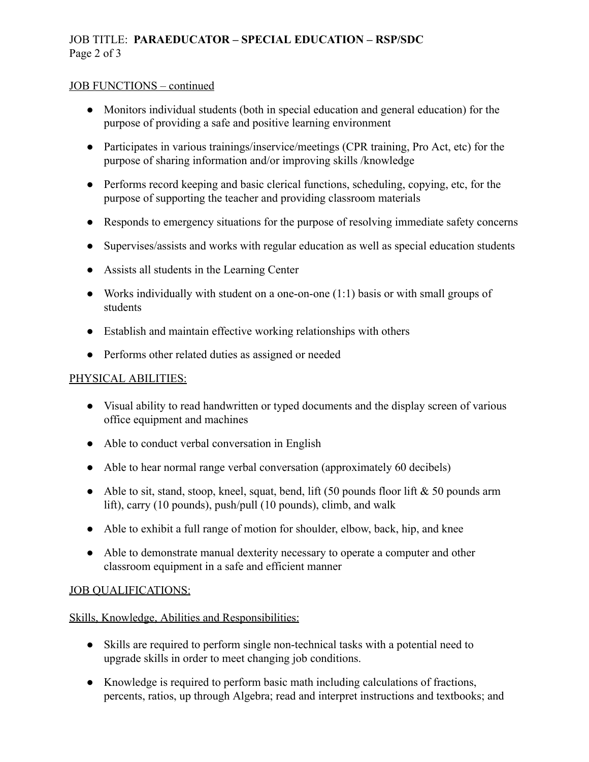JOB FUNCTIONS – continued

- Monitors individual students (both in special education and general education) for the purpose of providing a safe and positive learning environment
- Participates in various trainings/inservice/meetings (CPR training, Pro Act, etc) for the purpose of sharing information and/or improving skills /knowledge
- Performs record keeping and basic clerical functions, scheduling, copying, etc, for the purpose of supporting the teacher and providing classroom materials
- Responds to emergency situations for the purpose of resolving immediate safety concerns
- Supervises/assists and works with regular education as well as special education students
- Assists all students in the Learning Center
- Works individually with student on a one-on-one (1:1) basis or with small groups of students
- Establish and maintain effective working relationships with others
- Performs other related duties as assigned or needed

PHYSICAL ABILITIES:

- Visual ability to read handwritten or typed documents and the display screen of various office equipment and machines
- Able to conduct verbal conversation in English
- Able to hear normal range verbal conversation (approximately 60 decibels)
- Able to sit, stand, stoop, kneel, squat, bend, lift (50 pounds floor lift & 50 pounds arm lift), carry (10 pounds), push/pull (10 pounds), climb, and walk
- Able to exhibit a full range of motion for shoulder, elbow, back, hip, and knee
- Able to demonstrate manual dexterity necessary to operate a computer and other classroom equipment in a safe and efficient manner

JOB QUALIFICATIONS:

Skills, Knowledge, Abilities and Responsibilities:

- Skills are required to perform single non-technical tasks with a potential need to upgrade skills in order to meet changing job conditions.
- Knowledge is required to perform basic math including calculations of fractions, percents, ratios, up through Algebra; read and interpret instructions and textbooks; and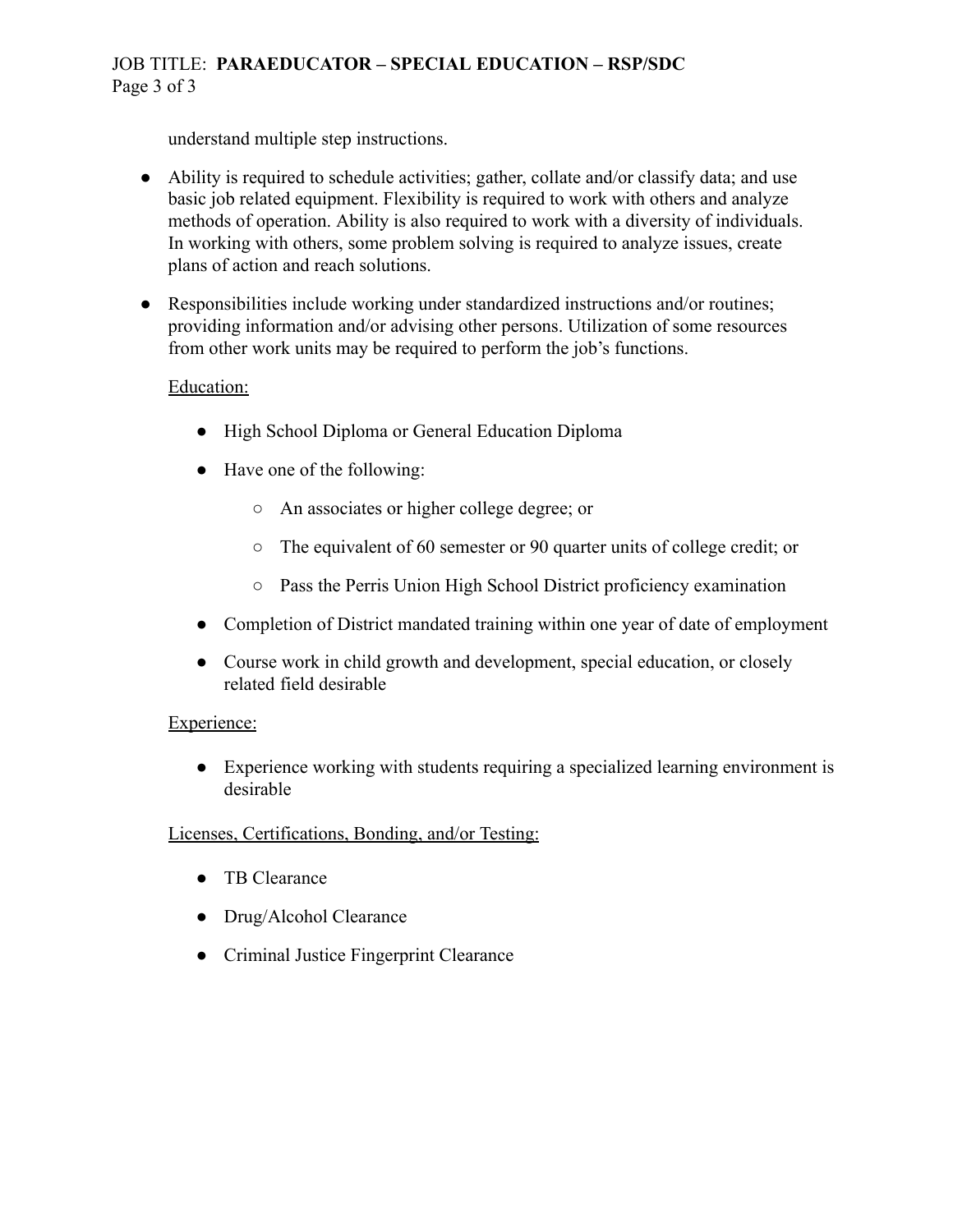understand multiple step instructions.

- Ability is required to schedule activities; gather, collate and/or classify data; and use basic job related equipment. Flexibility is required to work with others and analyze methods of operation. Ability is also required to work with a diversity of individuals. In working with others, some problem solving is required to analyze issues, create plans of action and reach solutions.

- Responsibilities include working under standardized instructions and/or routines; providing information and/or advising other persons. Utilization of some resources from other work units may be required to perform the job's functions.

Education:

- High School Diploma or General Education Diploma
- Have one of the following:
  - An associates or higher college degree; or
  - The equivalent of 60 semester or 90 quarter units of college credit; or
  - Pass the Perris Union High School District proficiency examination
- Completion of District mandated training within one year of date of employment
- Course work in child growth and development, special education, or closely related field desirable

Experience:

- Experience working with students requiring a specialized learning environment is desirable

Licenses, Certifications, Bonding, and/or Testing:

- TB Clearance
- Drug/Alcohol Clearance
- Criminal Justice Fingerprint Clearance